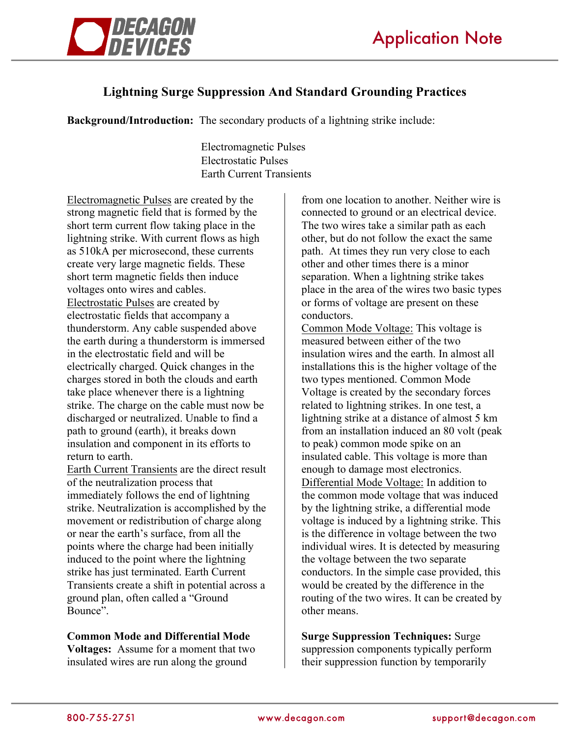# Lightning Surge Suppression And Standard Grounding Practices

**Background/Introduction:** The secondary products of a lightning strike include:

Electromagnetic Pulses
Electrostatic Pulses
Earth Current Transients

Electromagnetic Pulses are created by the strong magnetic field that is formed by the short term current flow taking place in the lightning strike. With current flows as high as 510kA per microsecond, these currents create very large magnetic fields. These short term magnetic fields then induce voltages onto wires and cables.

Electrostatic Pulses are created by electrostatic fields that accompany a thunderstorm. Any cable suspended above the earth during a thunderstorm is immersed in the electrostatic field and will be electrically charged. Quick changes in the charges stored in both the clouds and earth take place whenever there is a lightning strike. The charge on the cable must now be discharged or neutralized. Unable to find a path to ground (earth), it breaks down insulation and component in its efforts to return to earth.

Earth Current Transients are the direct result of the neutralization process that immediately follows the end of lightning strike. Neutralization is accomplished by the movement or redistribution of charge along or near the earth's surface, from all the points where the charge had been initially induced to the point where the lightning strike has just terminated. Earth Current Transients create a shift in potential across a ground plan, often called a "Ground Bounce".

**Common Mode and Differential Mode Voltages:** Assume for a moment that two insulated wires are run along the ground from one location to another. Neither wire is connected to ground or an electrical device. The two wires take a similar path as each other, but do not follow the exact the same path. At times they run very close to each other and other times there is a minor separation. When a lightning strike takes place in the area of the wires two basic types or forms of voltage are present on these conductors.

Common Mode Voltage: This voltage is measured between either of the two insulation wires and the earth. In almost all installations this is the higher voltage of the two types mentioned. Common Mode Voltage is created by the secondary forces related to lightning strikes. In one test, a lightning strike at a distance of almost 5 km from an installation induced an 80 volt (peak to peak) common mode spike on an insulated cable. This voltage is more than enough to damage most electronics.

Differential Mode Voltage: In addition to the common mode voltage that was induced by the lightning strike, a differential mode voltage is induced by a lightning strike. This is the difference in voltage between the two individual wires. It is detected by measuring the voltage between the two separate conductors. In the simple case provided, this would be created by the difference in the routing of the two wires. It can be created by other means.

**Surge Suppression Techniques:** Surge suppression components typically perform their suppression function by temporarily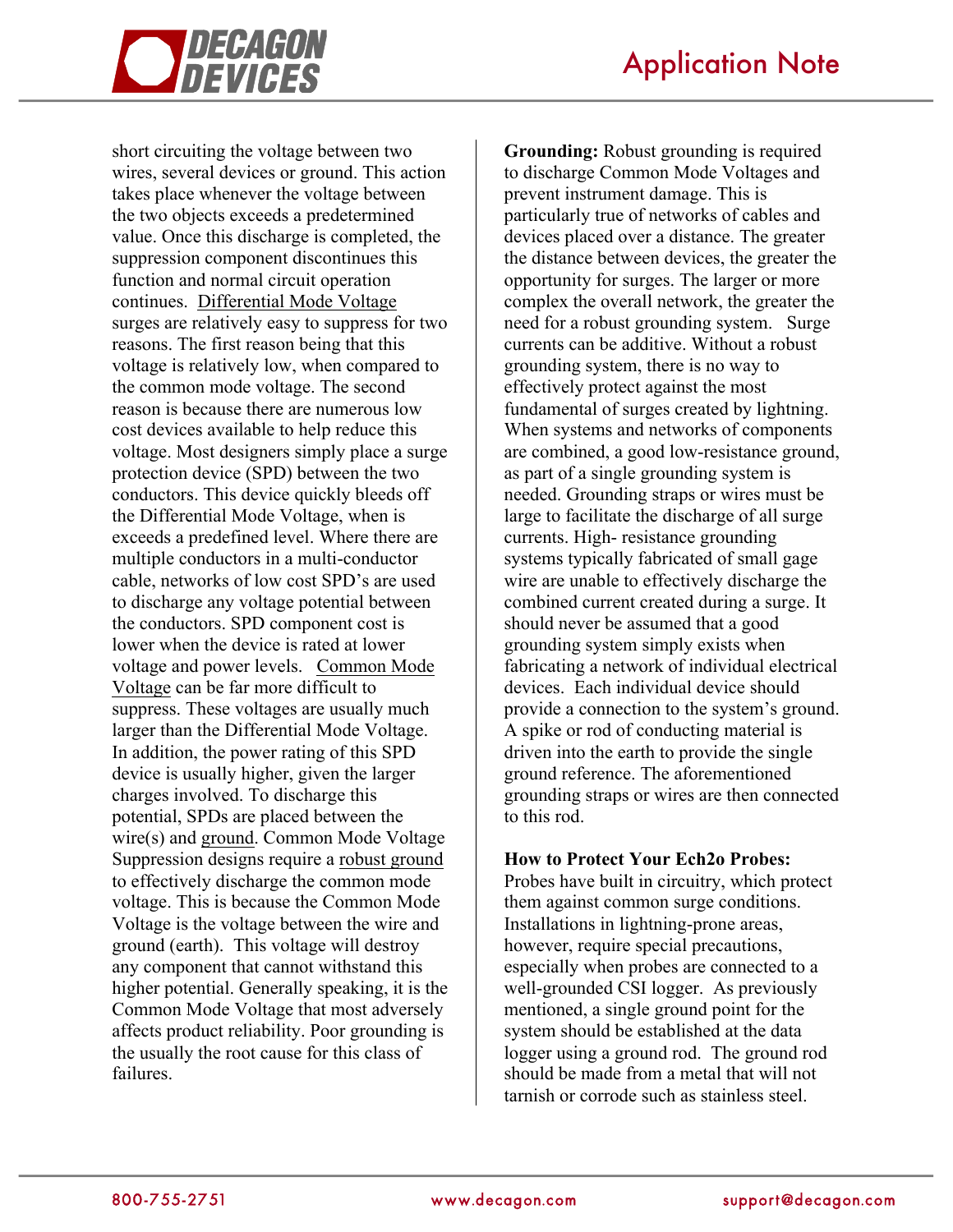short circuiting the voltage between two wires, several devices or ground. This action takes place whenever the voltage between the two objects exceeds a predetermined value. Once this discharge is completed, the suppression component discontinues this function and normal circuit operation continues. Differential Mode Voltage surges are relatively easy to suppress for two reasons. The first reason being that this voltage is relatively low, when compared to the common mode voltage. The second reason is because there are numerous low cost devices available to help reduce this voltage. Most designers simply place a surge protection device (SPD) between the two conductors. This device quickly bleeds off the Differential Mode Voltage, when is exceeds a predefined level. Where there are multiple conductors in a multi-conductor cable, networks of low cost SPD's are used to discharge any voltage potential between the conductors. SPD component cost is lower when the device is rated at lower voltage and power levels. Common Mode Voltage can be far more difficult to suppress. These voltages are usually much larger than the Differential Mode Voltage. In addition, the power rating of this SPD device is usually higher, given the larger charges involved. To discharge this potential, SPDs are placed between the wire(s) and ground. Common Mode Voltage Suppression designs require a robust ground to effectively discharge the common mode voltage. This is because the Common Mode Voltage is the voltage between the wire and ground (earth). This voltage will destroy any component that cannot withstand this higher potential. Generally speaking, it is the Common Mode Voltage that most adversely affects product reliability. Poor grounding is the usually the root cause for this class of failures.

**Grounding:** Robust grounding is required to discharge Common Mode Voltages and prevent instrument damage. This is particularly true of networks of cables and devices placed over a distance. The greater the distance between devices, the greater the opportunity for surges. The larger or more complex the overall network, the greater the need for a robust grounding system. Surge currents can be additive. Without a robust grounding system, there is no way to effectively protect against the most fundamental of surges created by lightning. When systems and networks of components are combined, a good low-resistance ground, as part of a single grounding system is needed. Grounding straps or wires must be large to facilitate the discharge of all surge currents. High- resistance grounding systems typically fabricated of small gage wire are unable to effectively discharge the combined current created during a surge. It should never be assumed that a good grounding system simply exists when fabricating a network of individual electrical devices. Each individual device should provide a connection to the system's ground. A spike or rod of conducting material is driven into the earth to provide the single ground reference. The aforementioned grounding straps or wires are then connected to this rod.

**How to Protect Your Ech2o Probes:**
Probes have built in circuitry, which protect them against common surge conditions. Installations in lightning-prone areas, however, require special precautions, especially when probes are connected to a well-grounded CSI logger. As previously mentioned, a single ground point for the system should be established at the data logger using a ground rod. The ground rod should be made from a metal that will not tarnish or corrode such as stainless steel.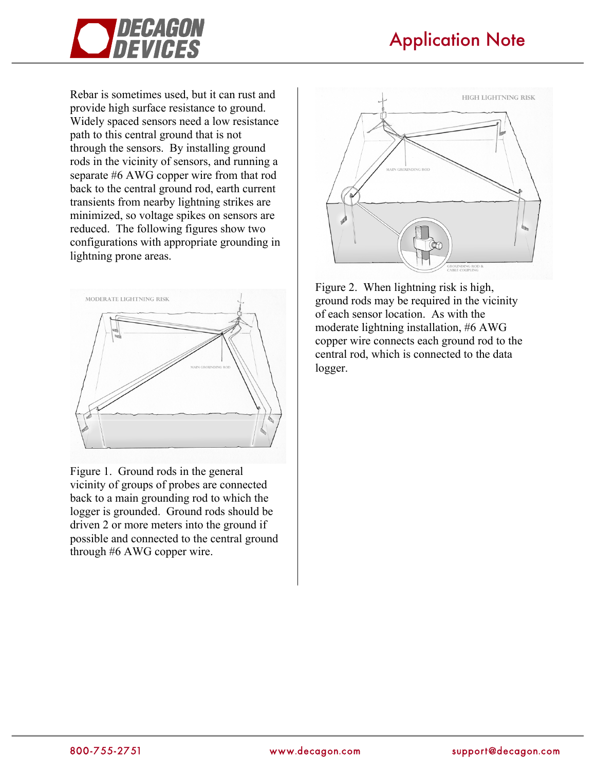Rebar is sometimes used, but it can rust and provide high surface resistance to ground. Widely spaced sensors need a low resistance path to this central ground that is not through the sensors. By installing ground rods in the vicinity of sensors, and running a separate #6 AWG copper wire from that rod back to the central ground rod, earth current transients from nearby lightning strikes are minimized, so voltage spikes on sensors are reduced. The following figures show two configurations with appropriate grounding in lightning prone areas.

MODERATE LIGHTNING RISK

MAIN GROUNDING ROD

Figure 1. Ground rods in the general vicinity of groups of probes are connected back to a main grounding rod to which the logger is grounded. Ground rods should be driven 2 or more meters into the ground if possible and connected to the central ground through #6 AWG copper wire.

HIGH LIGHTNING RISK

MAIN GROUNDING ROD

GROUNDING ROD & CABLE COUPLING

Figure 2. When lightning risk is high, ground rods may be required in the vicinity of each sensor location. As with the moderate lightning installation, #6 AWG copper wire connects each ground rod to the central rod, which is connected to the data logger.